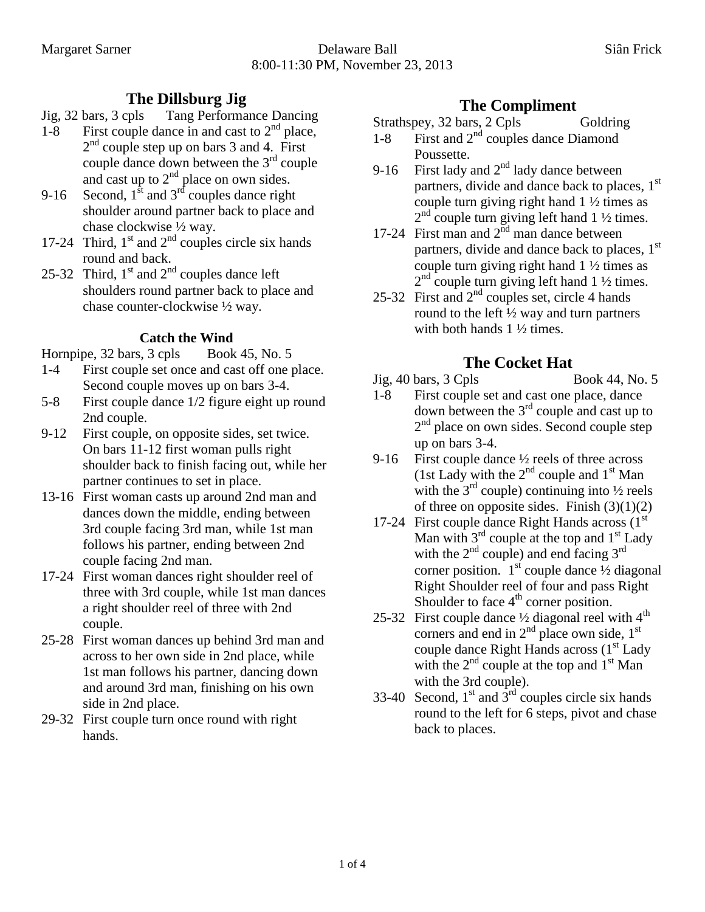Margaret Sarner | Delaware Ball | Siân Frick

8:00-11:30 PM, November 23, 2013

## The Dillsburg Jig

Jig, 32 bars, 3 cpls Tang Performance Dancing

1-8 First couple dance in and cast to 2nd place, 2nd couple step up on bars 3 and 4. First couple dance down between the 3rd couple and cast up to 2nd place on own sides.

9-16 Second, 1st and 3rd couples dance right shoulder around partner back to place and chase clockwise ½ way.

17-24 Third, 1st and 2nd couples circle six hands round and back.

25-32 Third, 1st and 2nd couples dance left shoulders round partner back to place and chase counter-clockwise ½ way.

### Catch the Wind

Hornpipe, 32 bars, 3 cpls Book 45, No. 5

1-4 First couple set once and cast off one place. Second couple moves up on bars 3-4.

5-8 First couple dance 1/2 figure eight up round 2nd couple.

9-12 First couple, on opposite sides, set twice. On bars 11-12 first woman pulls right shoulder back to finish facing out, while her partner continues to set in place.

13-16 First woman casts up around 2nd man and dances down the middle, ending between 3rd couple facing 3rd man, while 1st man follows his partner, ending between 2nd couple facing 2nd man.

17-24 First woman dances right shoulder reel of three with 3rd couple, while 1st man dances a right shoulder reel of three with 2nd couple.

25-28 First woman dances up behind 3rd man and across to her own side in 2nd place, while 1st man follows his partner, dancing down and around 3rd man, finishing on his own side in 2nd place.

29-32 First couple turn once round with right hands.

## The Compliment

Strathspey, 32 bars, 2 Cpls Goldring

1-8 First and 2nd couples dance Diamond Poussette.

9-16 First lady and 2nd lady dance between partners, divide and dance back to places, 1st couple turn giving right hand 1 ½ times as 2nd couple turn giving left hand 1 ½ times.

17-24 First man and 2nd man dance between partners, divide and dance back to places, 1st couple turn giving right hand 1 ½ times as 2nd couple turn giving left hand 1 ½ times.

25-32 First and 2nd couples set, circle 4 hands round to the left ½ way and turn partners with both hands 1 ½ times.

## The Cocket Hat

Jig, 40 bars, 3 Cpls Book 44, No. 5

1-8 First couple set and cast one place, dance down between the 3rd couple and cast up to 2nd place on own sides. Second couple step up on bars 3-4.

9-16 First couple dance ½ reels of three across (1st Lady with the 2nd couple and 1st Man with the 3rd couple) continuing into ½ reels of three on opposite sides. Finish (3)(1)(2)

17-24 First couple dance Right Hands across (1st Man with 3rd couple at the top and 1st Lady with the 2nd couple) and end facing 3rd corner position. 1st couple dance ½ diagonal Right Shoulder reel of four and pass Right Shoulder to face 4th corner position.

25-32 First couple dance ½ diagonal reel with 4th corners and end in 2nd place own side, 1st couple dance Right Hands across (1st Lady with the 2nd couple at the top and 1st Man with the 3rd couple).

33-40 Second, 1st and 3rd couples circle six hands round to the left for 6 steps, pivot and chase back to places.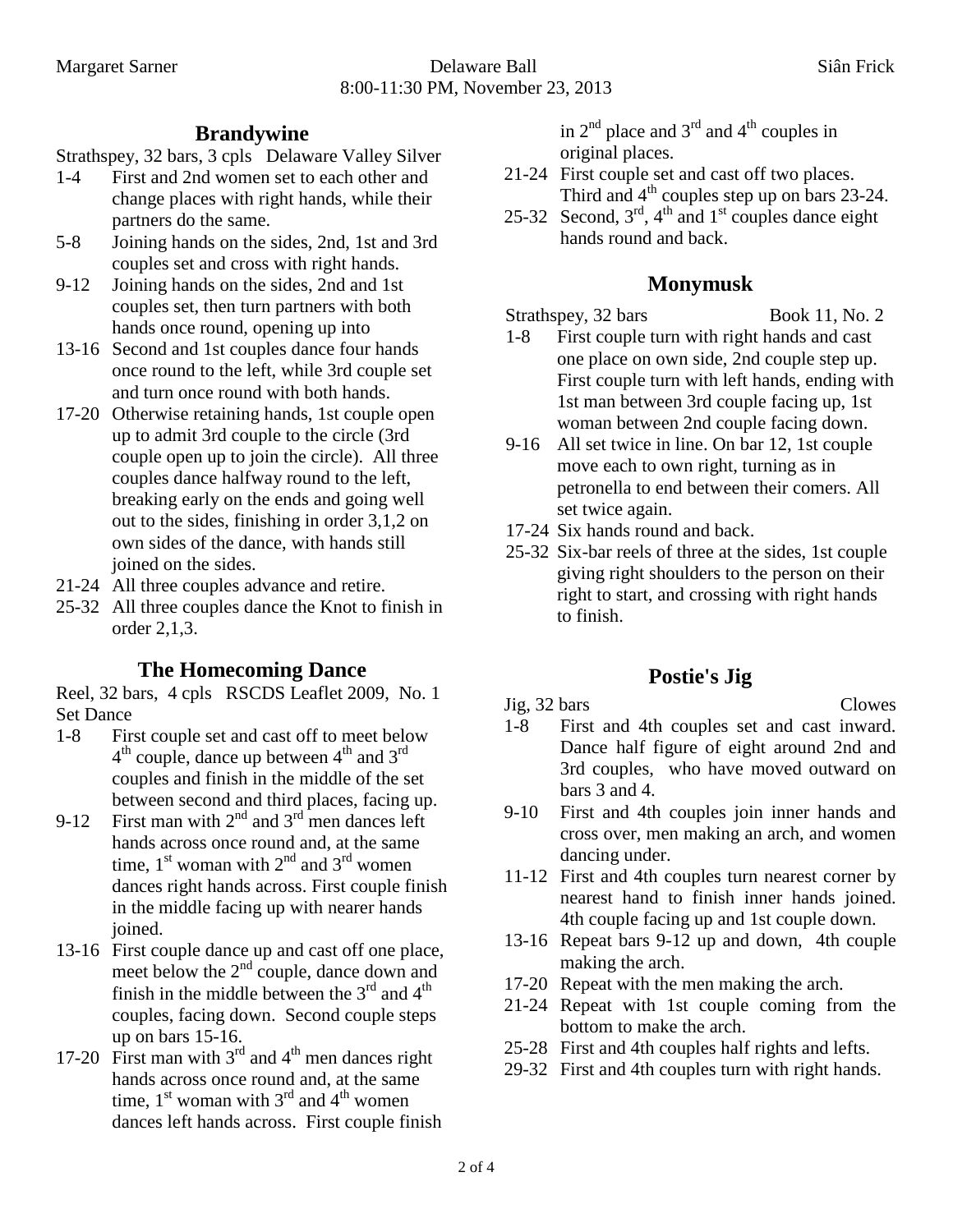## Brandywine

Strathspey, 32 bars, 3 cpls   Delaware Valley Silver

- 1-4 First and 2nd women set to each other and change places with right hands, while their partners do the same.
- 5-8 Joining hands on the sides, 2nd, 1st and 3rd couples set and cross with right hands.
- 9-12 Joining hands on the sides, 2nd and 1st couples set, then turn partners with both hands once round, opening up into
- 13-16 Second and 1st couples dance four hands once round to the left, while 3rd couple set and turn once round with both hands.
- 17-20 Otherwise retaining hands, 1st couple open up to admit 3rd couple to the circle (3rd couple open up to join the circle). All three couples dance halfway round to the left, breaking early on the ends and going well out to the sides, finishing in order 3,1,2 on own sides of the dance, with hands still joined on the sides.
- 21-24 All three couples advance and retire.
- 25-32 All three couples dance the Knot to finish in order 2,1,3.

## The Homecoming Dance

Reel, 32 bars, 4 cpls   RSCDS Leaflet 2009, No. 1
Set Dance

- 1-8 First couple set and cast off to meet below 4th couple, dance up between 4th and 3rd couples and finish in the middle of the set between second and third places, facing up.
- 9-12 First man with 2nd and 3rd men dances left hands across once round and, at the same time, 1st woman with 2nd and 3rd women dances right hands across. First couple finish in the middle facing up with nearer hands joined.
- 13-16 First couple dance up and cast off one place, meet below the 2nd couple, dance down and finish in the middle between the 3rd and 4th couples, facing down. Second couple steps up on bars 15-16.
- 17-20 First man with 3rd and 4th men dances right hands across once round and, at the same time, 1st woman with 3rd and 4th women dances left hands across. First couple finish in 2nd place and 3rd and 4th couples in original places.
- 21-24 First couple set and cast off two places. Third and 4th couples step up on bars 23-24.
- 25-32 Second, 3rd, 4th and 1st couples dance eight hands round and back.

## Monymusk

Strathspey, 32 bars   Book 11, No. 2

- 1-8 First couple turn with right hands and cast one place on own side, 2nd couple step up. First couple turn with left hands, ending with 1st man between 3rd couple facing up, 1st woman between 2nd couple facing down.
- 9-16 All set twice in line. On bar 12, 1st couple move each to own right, turning as in petronella to end between their comers. All set twice again.
- 17-24 Six hands round and back.
- 25-32 Six-bar reels of three at the sides, 1st couple giving right shoulders to the person on their right to start, and crossing with right hands to finish.

## Postie's Jig

Jig, 32 bars   Clowes

- 1-8 First and 4th couples set and cast inward. Dance half figure of eight around 2nd and 3rd couples, who have moved outward on bars 3 and 4.
- 9-10 First and 4th couples join inner hands and cross over, men making an arch, and women dancing under.
- 11-12 First and 4th couples turn nearest corner by nearest hand to finish inner hands joined. 4th couple facing up and 1st couple down.
- 13-16 Repeat bars 9-12 up and down, 4th couple making the arch.
- 17-20 Repeat with the men making the arch.
- 21-24 Repeat with 1st couple coming from the bottom to make the arch.
- 25-28 First and 4th couples half rights and lefts.
- 29-32 First and 4th couples turn with right hands.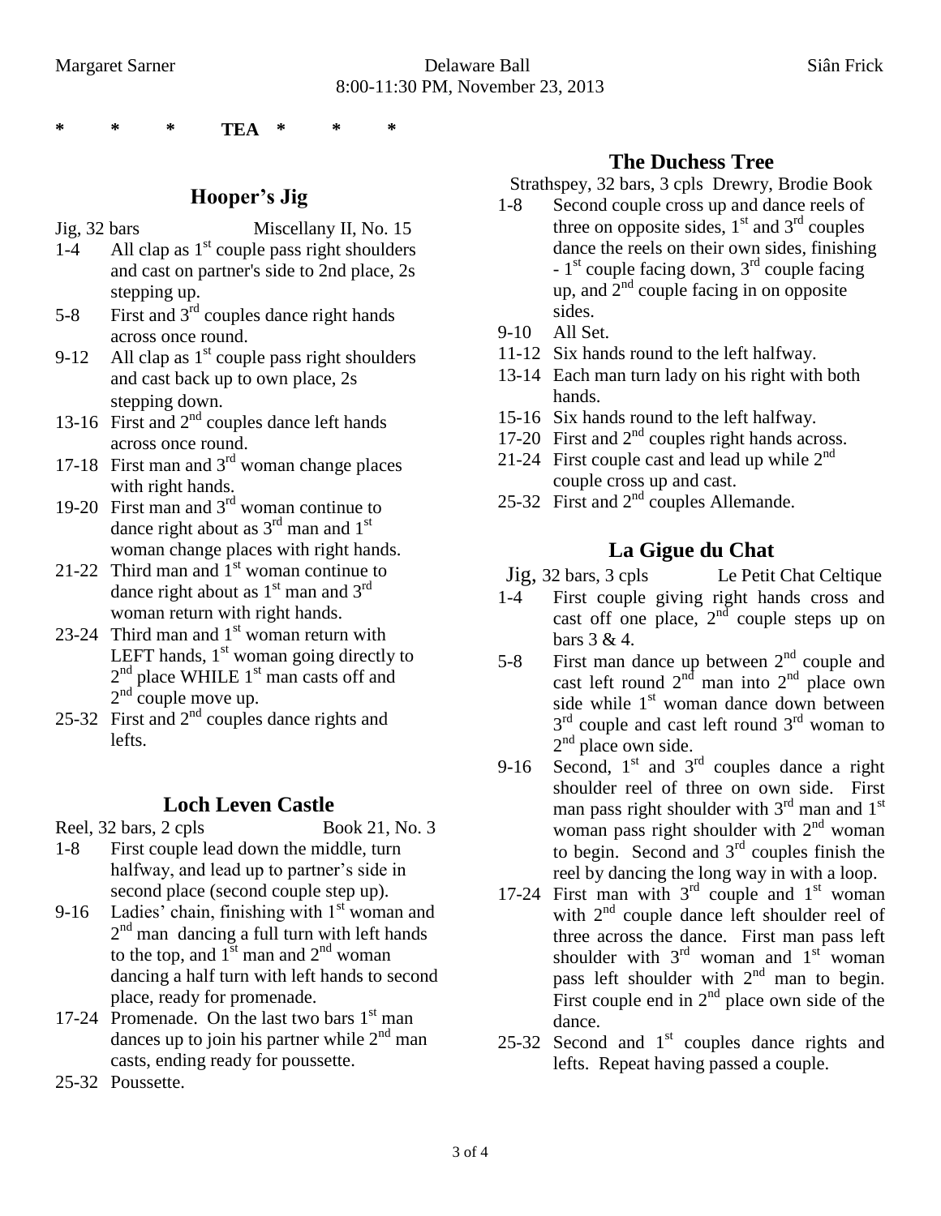\* \* \* **TEA** \* \* \*

## Hooper's Jig

Jig, 32 bars Miscellany II, No. 15

- 1-4 All clap as 1st couple pass right shoulders and cast on partner's side to 2nd place, 2s stepping up.
- 5-8 First and 3rd couples dance right hands across once round.
- 9-12 All clap as 1st couple pass right shoulders and cast back up to own place, 2s stepping down.
- 13-16 First and 2nd couples dance left hands across once round.
- 17-18 First man and 3rd woman change places with right hands.
- 19-20 First man and 3rd woman continue to dance right about as 3rd man and 1st woman change places with right hands.
- 21-22 Third man and 1st woman continue to dance right about as 1st man and 3rd woman return with right hands.
- 23-24 Third man and 1st woman return with LEFT hands, 1st woman going directly to 2nd place WHILE 1st man casts off and 2nd couple move up.
- 25-32 First and 2nd couples dance rights and lefts.

## Loch Leven Castle

Reel, 32 bars, 2 cpls Book 21, No. 3

- 1-8 First couple lead down the middle, turn halfway, and lead up to partner's side in second place (second couple step up).
- 9-16 Ladies' chain, finishing with 1st woman and 2nd man dancing a full turn with left hands to the top, and 1st man and 2nd woman dancing a half turn with left hands to second place, ready for promenade.
- 17-24 Promenade. On the last two bars 1st man dances up to join his partner while 2nd man casts, ending ready for poussette.
- 25-32 Poussette.

## The Duchess Tree

Strathspey, 32 bars, 3 cpls Drewry, Brodie Book

- 1-8 Second couple cross up and dance reels of three on opposite sides, 1st and 3rd couples dance the reels on their own sides, finishing - 1st couple facing down, 3rd couple facing up, and 2nd couple facing in on opposite sides.
- 9-10 All Set.
- 11-12 Six hands round to the left halfway.
- 13-14 Each man turn lady on his right with both hands.
- 15-16 Six hands round to the left halfway.
- 17-20 First and 2nd couples right hands across.
- 21-24 First couple cast and lead up while 2nd couple cross up and cast.
- 25-32 First and 2nd couples Allemande.

## La Gigue du Chat

Jig, 32 bars, 3 cpls Le Petit Chat Celtique

- 1-4 First couple giving right hands cross and cast off one place, 2nd couple steps up on bars 3 & 4.
- 5-8 First man dance up between 2nd couple and cast left round 2nd man into 2nd place own side while 1st woman dance down between 3rd couple and cast left round 3rd woman to 2nd place own side.
- 9-16 Second, 1st and 3rd couples dance a right shoulder reel of three on own side. First man pass right shoulder with 3rd man and 1st woman pass right shoulder with 2nd woman to begin. Second and 3rd couples finish the reel by dancing the long way in with a loop.
- 17-24 First man with 3rd couple and 1st woman with 2nd couple dance left shoulder reel of three across the dance. First man pass left shoulder with 3rd woman and 1st woman pass left shoulder with 2nd man to begin. First couple end in 2nd place own side of the dance.
- 25-32 Second and 1st couples dance rights and lefts. Repeat having passed a couple.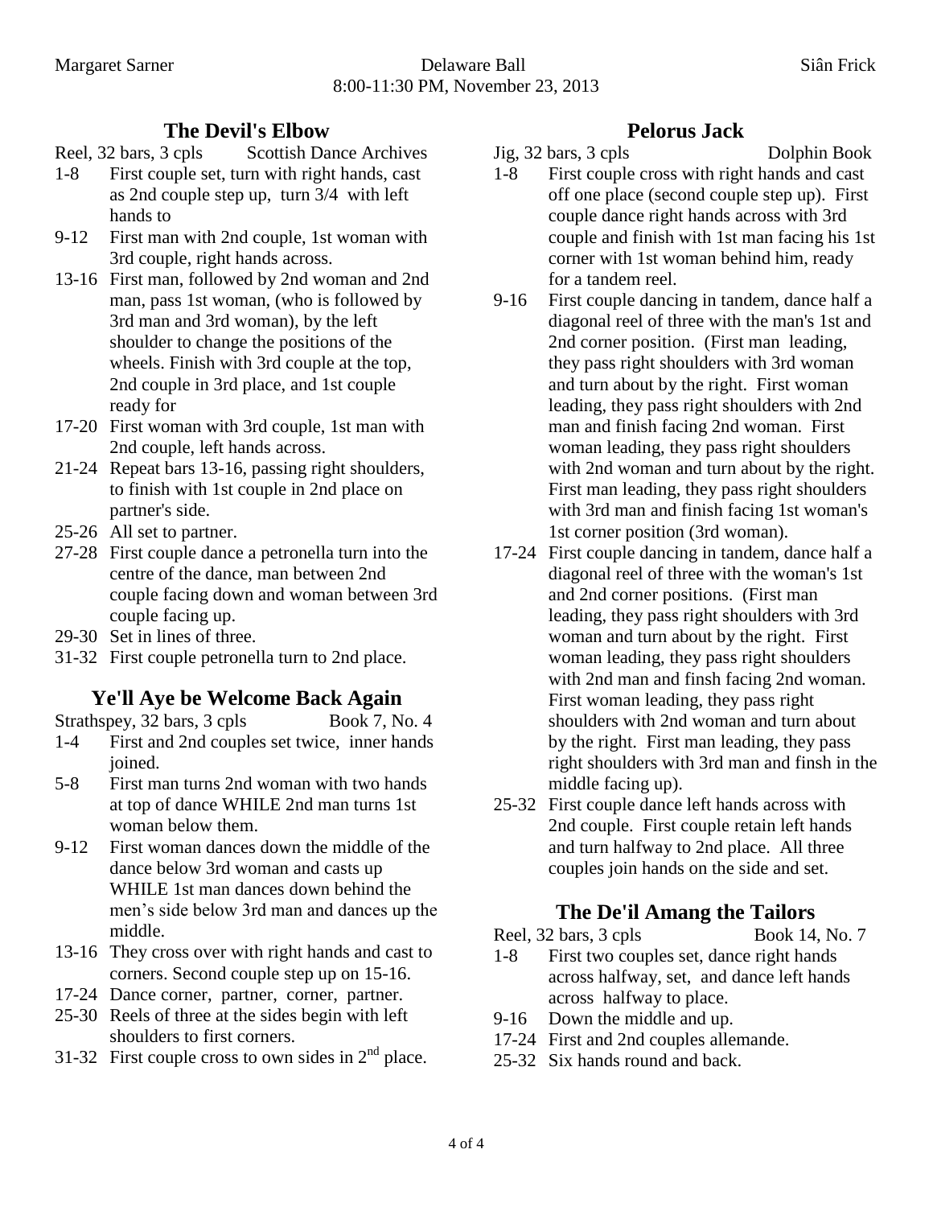## The Devil's Elbow

Reel, 32 bars, 3 cpls Scottish Dance Archives

- 1-8 First couple set, turn with right hands, cast as 2nd couple step up, turn 3/4 with left hands to
- 9-12 First man with 2nd couple, 1st woman with 3rd couple, right hands across.
- 13-16 First man, followed by 2nd woman and 2nd man, pass 1st woman, (who is followed by 3rd man and 3rd woman), by the left shoulder to change the positions of the wheels. Finish with 3rd couple at the top, 2nd couple in 3rd place, and 1st couple ready for
- 17-20 First woman with 3rd couple, 1st man with 2nd couple, left hands across.
- 21-24 Repeat bars 13-16, passing right shoulders, to finish with 1st couple in 2nd place on partner's side.
- 25-26 All set to partner.
- 27-28 First couple dance a petronella turn into the centre of the dance, man between 2nd couple facing down and woman between 3rd couple facing up.
- 29-30 Set in lines of three.
- 31-32 First couple petronella turn to 2nd place.

## Ye'll Aye be Welcome Back Again

Strathspey, 32 bars, 3 cpls Book 7, No. 4

- 1-4 First and 2nd couples set twice, inner hands joined.
- 5-8 First man turns 2nd woman with two hands at top of dance WHILE 2nd man turns 1st woman below them.
- 9-12 First woman dances down the middle of the dance below 3rd woman and casts up WHILE 1st man dances down behind the men's side below 3rd man and dances up the middle.
- 13-16 They cross over with right hands and cast to corners. Second couple step up on 15-16.
- 17-24 Dance corner, partner, corner, partner.
- 25-30 Reels of three at the sides begin with left shoulders to first corners.
- 31-32 First couple cross to own sides in 2nd place.

## Pelorus Jack

Jig, 32 bars, 3 cpls Dolphin Book

- 1-8 First couple cross with right hands and cast off one place (second couple step up). First couple dance right hands across with 3rd couple and finish with 1st man facing his 1st corner with 1st woman behind him, ready for a tandem reel.
- 9-16 First couple dancing in tandem, dance half a diagonal reel of three with the man's 1st and 2nd corner position. (First man leading, they pass right shoulders with 3rd woman and turn about by the right. First woman leading, they pass right shoulders with 2nd man and finish facing 2nd woman. First woman leading, they pass right shoulders with 2nd woman and turn about by the right. First man leading, they pass right shoulders with 3rd man and finish facing 1st woman's 1st corner position (3rd woman).
- 17-24 First couple dancing in tandem, dance half a diagonal reel of three with the woman's 1st and 2nd corner positions. (First man leading, they pass right shoulders with 3rd woman and turn about by the right. First woman leading, they pass right shoulders with 2nd man and finsh facing 2nd woman. First woman leading, they pass right shoulders with 2nd woman and turn about by the right. First man leading, they pass right shoulders with 3rd man and finsh in the middle facing up).
- 25-32 First couple dance left hands across with 2nd couple. First couple retain left hands and turn halfway to 2nd place. All three couples join hands on the side and set.

## The De'il Amang the Tailors

Reel, 32 bars, 3 cpls Book 14, No. 7

- 1-8 First two couples set, dance right hands across halfway, set, and dance left hands across halfway to place.
- 9-16 Down the middle and up.
- 17-24 First and 2nd couples allemande.
- 25-32 Six hands round and back.